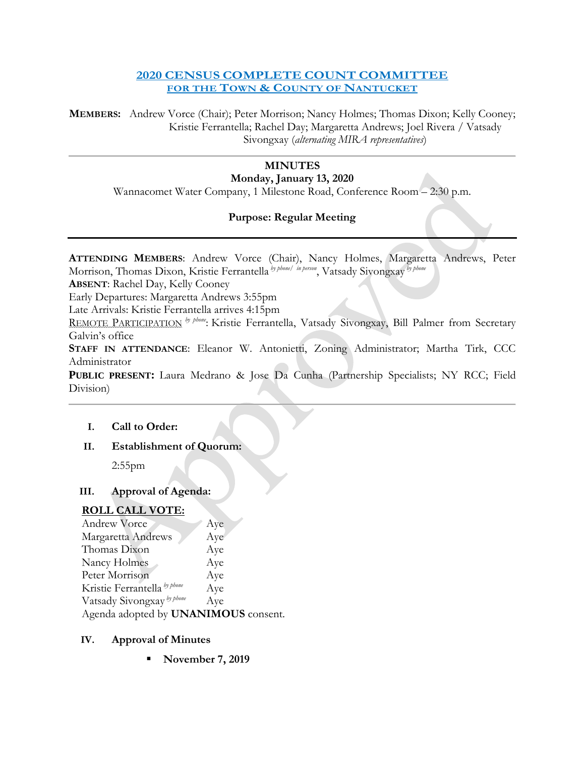# 2020 CENSUS COMPLETE COUNT COMMITTEE
## FOR THE TOWN & COUNTY OF NANTUCKET

**MEMBERS:** Andrew Vorce (Chair); Peter Morrison; Nancy Holmes; Thomas Dixon; Kelly Cooney; Kristie Ferrantella; Rachel Day; Margaretta Andrews; Joel Rivera / Vatsady Sivongxay (*alternating MIRA representatives*)

---

**MINUTES**

**Monday, January 13, 2020**

Wannacomet Water Company, 1 Milestone Road, Conference Room – 2:30 p.m.

**Purpose: Regular Meeting**

---

**ATTENDING MEMBERS**: Andrew Vorce (Chair), Nancy Holmes, Margaretta Andrews, Peter Morrison, Thomas Dixon, Kristie Ferrantella *by phone/ in person*, Vatsady Sivongxay *by phone*

**ABSENT**: Rachel Day, Kelly Cooney

Early Departures: Margaretta Andrews 3:55pm

Late Arrivals: Kristie Ferrantella arrives 4:15pm

REMOTE PARTICIPATION *by phone*: Kristie Ferrantella, Vatsady Sivongxay, Bill Palmer from Secretary Galvin's office

**STAFF IN ATTENDANCE**: Eleanor W. Antonietti, Zoning Administrator; Martha Tirk, CCC Administrator

**PUBLIC PRESENT:** Laura Medrano & Jose Da Cunha (Partnership Specialists; NY RCC; Field Division)

---

I. **Call to Order:**

II. **Establishment of Quorum:**

   2:55pm

III. **Approval of Agenda:**

**ROLL CALL VOTE:**

| | |
|---|---|
| Andrew Vorce | Aye |
| Margaretta Andrews | Aye |
| Thomas Dixon | Aye |
| Nancy Holmes | Aye |
| Peter Morrison | Aye |
| Kristie Ferrantella *by phone* | Aye |
| Vatsady Sivongxay *by phone* | Aye |

Agenda adopted by **UNANIMOUS** consent.

IV. **Approval of Minutes**

- **November 7, 2019**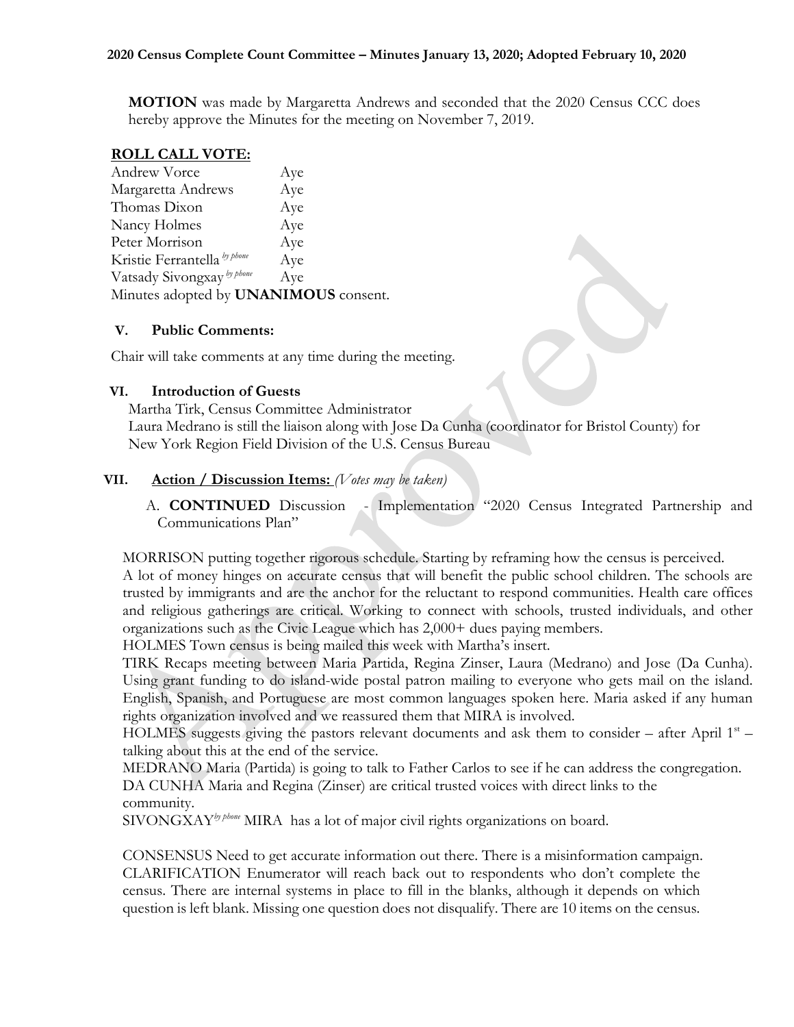**MOTION** was made by Margaretta Andrews and seconded that the 2020 Census CCC does hereby approve the Minutes for the meeting on November 7, 2019.

**ROLL CALL VOTE:**

| | |
|---|---|
| Andrew Vorce | Aye |
| Margaretta Andrews | Aye |
| Thomas Dixon | Aye |
| Nancy Holmes | Aye |
| Peter Morrison | Aye |
| Kristie Ferrantella *by phone* | Aye |
| Vatsady Sivongxay *by phone* | Aye |

Minutes adopted by **UNANIMOUS** consent.

## V. Public Comments:

Chair will take comments at any time during the meeting.

## VI. Introduction of Guests

Martha Tirk, Census Committee Administrator
Laura Medrano is still the liaison along with Jose Da Cunha (coordinator for Bristol County) for New York Region Field Division of the U.S. Census Bureau

## VII. Action / Discussion Items: *(Votes may be taken)*

A. **CONTINUED** Discussion - Implementation "2020 Census Integrated Partnership and Communications Plan"

MORRISON putting together rigorous schedule. Starting by reframing how the census is perceived. A lot of money hinges on accurate census that will benefit the public school children. The schools are trusted by immigrants and are the anchor for the reluctant to respond communities. Health care offices and religious gatherings are critical. Working to connect with schools, trusted individuals, and other organizations such as the Civic League which has 2,000+ dues paying members.

HOLMES Town census is being mailed this week with Martha's insert.

TIRK Recaps meeting between Maria Partida, Regina Zinser, Laura (Medrano) and Jose (Da Cunha). Using grant funding to do island-wide postal patron mailing to everyone who gets mail on the island. English, Spanish, and Portuguese are most common languages spoken here. Maria asked if any human rights organization involved and we reassured them that MIRA is involved.

HOLMES suggests giving the pastors relevant documents and ask them to consider – after April 1st – talking about this at the end of the service.

MEDRANO Maria (Partida) is going to talk to Father Carlos to see if he can address the congregation.

DA CUNHA Maria and Regina (Zinser) are critical trusted voices with direct links to the community.

SIVONGXAY *by phone* MIRA has a lot of major civil rights organizations on board.

CONSENSUS Need to get accurate information out there. There is a misinformation campaign.

CLARIFICATION Enumerator will reach back out to respondents who don't complete the census. There are internal systems in place to fill in the blanks, although it depends on which question is left blank. Missing one question does not disqualify. There are 10 items on the census.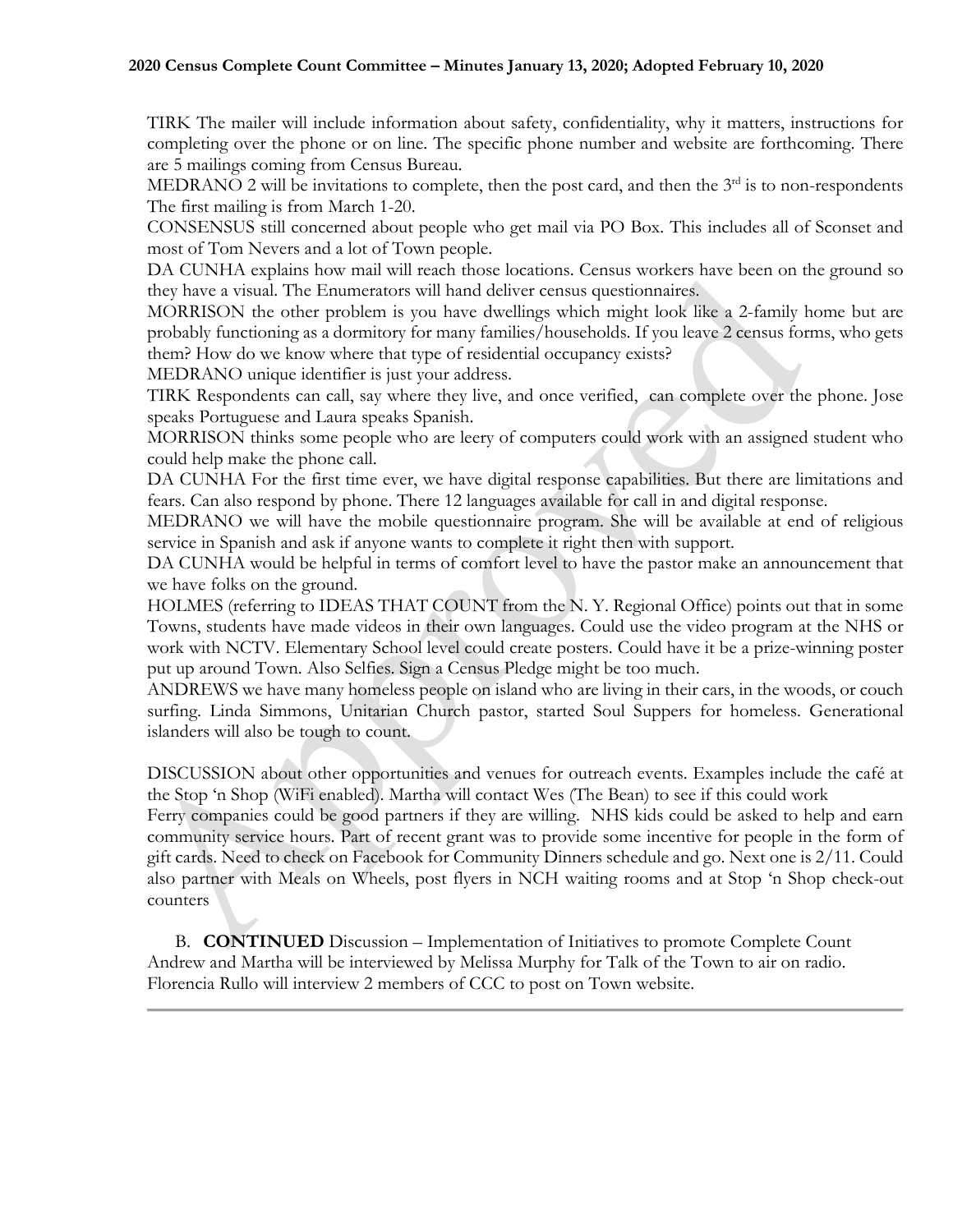TIRK The mailer will include information about safety, confidentiality, why it matters, instructions for completing over the phone or on line. The specific phone number and website are forthcoming. There are 5 mailings coming from Census Bureau.

MEDRANO 2 will be invitations to complete, then the post card, and then the 3rd is to non-respondents The first mailing is from March 1-20.

CONSENSUS still concerned about people who get mail via PO Box. This includes all of Sconset and most of Tom Nevers and a lot of Town people.

DA CUNHA explains how mail will reach those locations. Census workers have been on the ground so they have a visual. The Enumerators will hand deliver census questionnaires.

MORRISON the other problem is you have dwellings which might look like a 2-family home but are probably functioning as a dormitory for many families/households. If you leave 2 census forms, who gets them? How do we know where that type of residential occupancy exists?

MEDRANO unique identifier is just your address.

TIRK Respondents can call, say where they live, and once verified, can complete over the phone. Jose speaks Portuguese and Laura speaks Spanish.

MORRISON thinks some people who are leery of computers could work with an assigned student who could help make the phone call.

DA CUNHA For the first time ever, we have digital response capabilities. But there are limitations and fears. Can also respond by phone. There 12 languages available for call in and digital response.

MEDRANO we will have the mobile questionnaire program. She will be available at end of religious service in Spanish and ask if anyone wants to complete it right then with support.

DA CUNHA would be helpful in terms of comfort level to have the pastor make an announcement that we have folks on the ground.

HOLMES (referring to IDEAS THAT COUNT from the N. Y. Regional Office) points out that in some Towns, students have made videos in their own languages. Could use the video program at the NHS or work with NCTV. Elementary School level could create posters. Could have it be a prize-winning poster put up around Town. Also Selfies. Sign a Census Pledge might be too much.

ANDREWS we have many homeless people on island who are living in their cars, in the woods, or couch surfing. Linda Simmons, Unitarian Church pastor, started Soul Suppers for homeless. Generational islanders will also be tough to count.

DISCUSSION about other opportunities and venues for outreach events. Examples include the café at the Stop 'n Shop (WiFi enabled). Martha will contact Wes (The Bean) to see if this could work

Ferry companies could be good partners if they are willing. NHS kids could be asked to help and earn community service hours. Part of recent grant was to provide some incentive for people in the form of gift cards. Need to check on Facebook for Community Dinners schedule and go. Next one is 2/11. Could also partner with Meals on Wheels, post flyers in NCH waiting rooms and at Stop 'n Shop check-out counters

B. **CONTINUED** Discussion – Implementation of Initiatives to promote Complete Count

Andrew and Martha will be interviewed by Melissa Murphy for Talk of the Town to air on radio. Florencia Rullo will interview 2 members of CCC to post on Town website.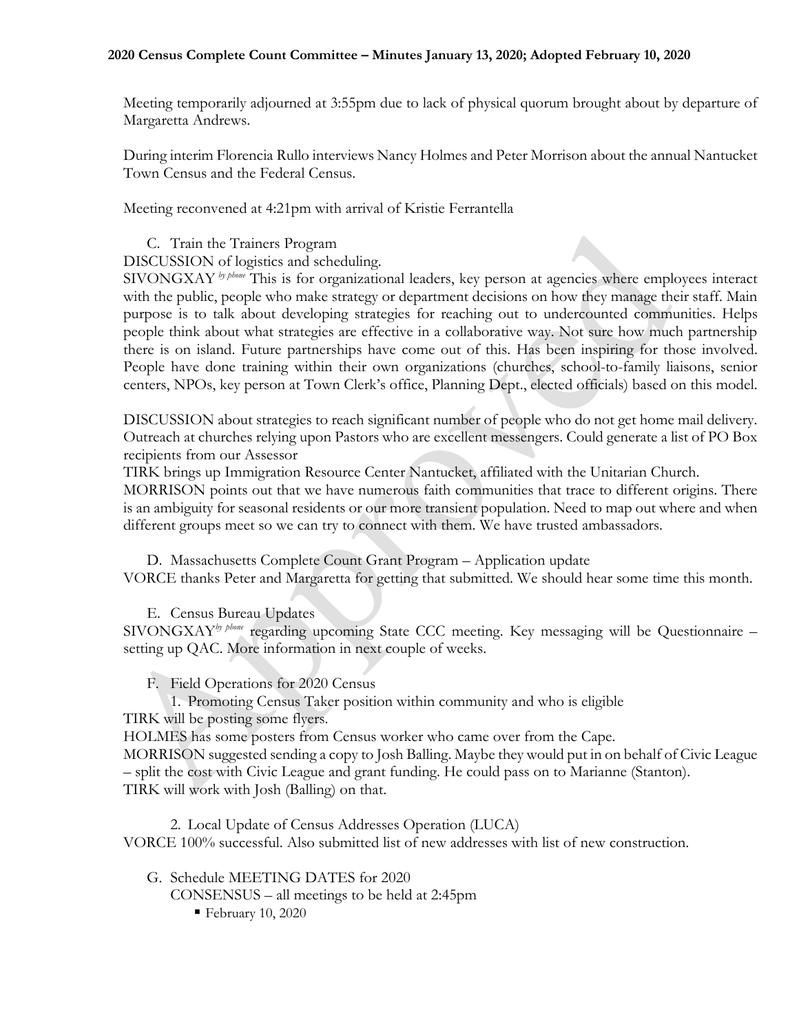Meeting temporarily adjourned at 3:55pm due to lack of physical quorum brought about by departure of Margaretta Andrews.

During interim Florencia Rullo interviews Nancy Holmes and Peter Morrison about the annual Nantucket Town Census and the Federal Census.

Meeting reconvened at 4:21pm with arrival of Kristie Ferrantella

C. Train the Trainers Program

DISCUSSION of logistics and scheduling.

SIVONGXAY *by phone* This is for organizational leaders, key person at agencies where employees interact with the public, people who make strategy or department decisions on how they manage their staff. Main purpose is to talk about developing strategies for reaching out to undercounted communities. Helps people think about what strategies are effective in a collaborative way. Not sure how much partnership there is on island. Future partnerships have come out of this. Has been inspiring for those involved. People have done training within their own organizations (churches, school-to-family liaisons, senior centers, NPOs, key person at Town Clerk's office, Planning Dept., elected officials) based on this model.

DISCUSSION about strategies to reach significant number of people who do not get home mail delivery. Outreach at churches relying upon Pastors who are excellent messengers. Could generate a list of PO Box recipients from our Assessor

TIRK brings up Immigration Resource Center Nantucket, affiliated with the Unitarian Church.

MORRISON points out that we have numerous faith communities that trace to different origins. There is an ambiguity for seasonal residents or our more transient population. Need to map out where and when different groups meet so we can try to connect with them. We have trusted ambassadors.

D. Massachusetts Complete Count Grant Program – Application update

VORCE thanks Peter and Margaretta for getting that submitted. We should hear some time this month.

E. Census Bureau Updates

SIVONGXAY *by phone* regarding upcoming State CCC meeting. Key messaging will be Questionnaire – setting up QAC. More information in next couple of weeks.

F. Field Operations for 2020 Census

1. Promoting Census Taker position within community and who is eligible

TIRK will be posting some flyers.

HOLMES has some posters from Census worker who came over from the Cape.

MORRISON suggested sending a copy to Josh Balling. Maybe they would put in on behalf of Civic League – split the cost with Civic League and grant funding. He could pass on to Marianne (Stanton).

TIRK will work with Josh (Balling) on that.

2. Local Update of Census Addresses Operation (LUCA)

VORCE 100% successful. Also submitted list of new addresses with list of new construction.

G. Schedule MEETING DATES for 2020

CONSENSUS – all meetings to be held at 2:45pm

- February 10, 2020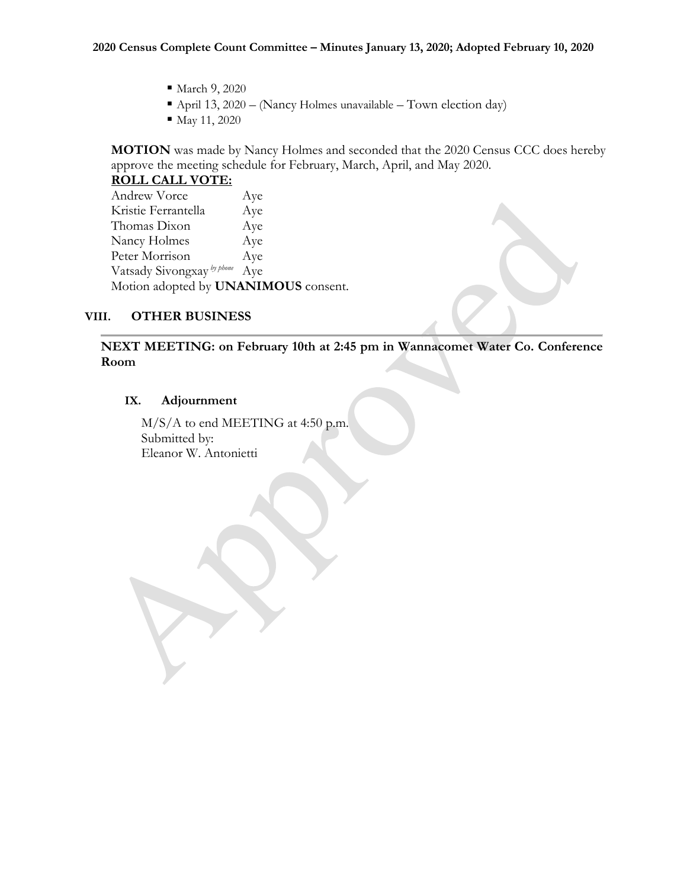- March 9, 2020
- April 13, 2020 – (Nancy Holmes unavailable – Town election day)
- May 11, 2020

**MOTION** was made by Nancy Holmes and seconded that the 2020 Census CCC does hereby approve the meeting schedule for February, March, April, and May 2020.

**ROLL CALL VOTE:**

| | |
|---|---|
| Andrew Vorce | Aye |
| Kristie Ferrantella | Aye |
| Thomas Dixon | Aye |
| Nancy Holmes | Aye |
| Peter Morrison | Aye |
| Vatsady Sivongxay *by phone* | Aye |

Motion adopted by **UNANIMOUS** consent.

## VIII. OTHER BUSINESS

**NEXT MEETING: on February 10th at 2:45 pm in Wannacomet Water Co. Conference Room**

## IX. Adjournment

M/S/A to end MEETING at 4:50 p.m.
Submitted by:
Eleanor W. Antonietti